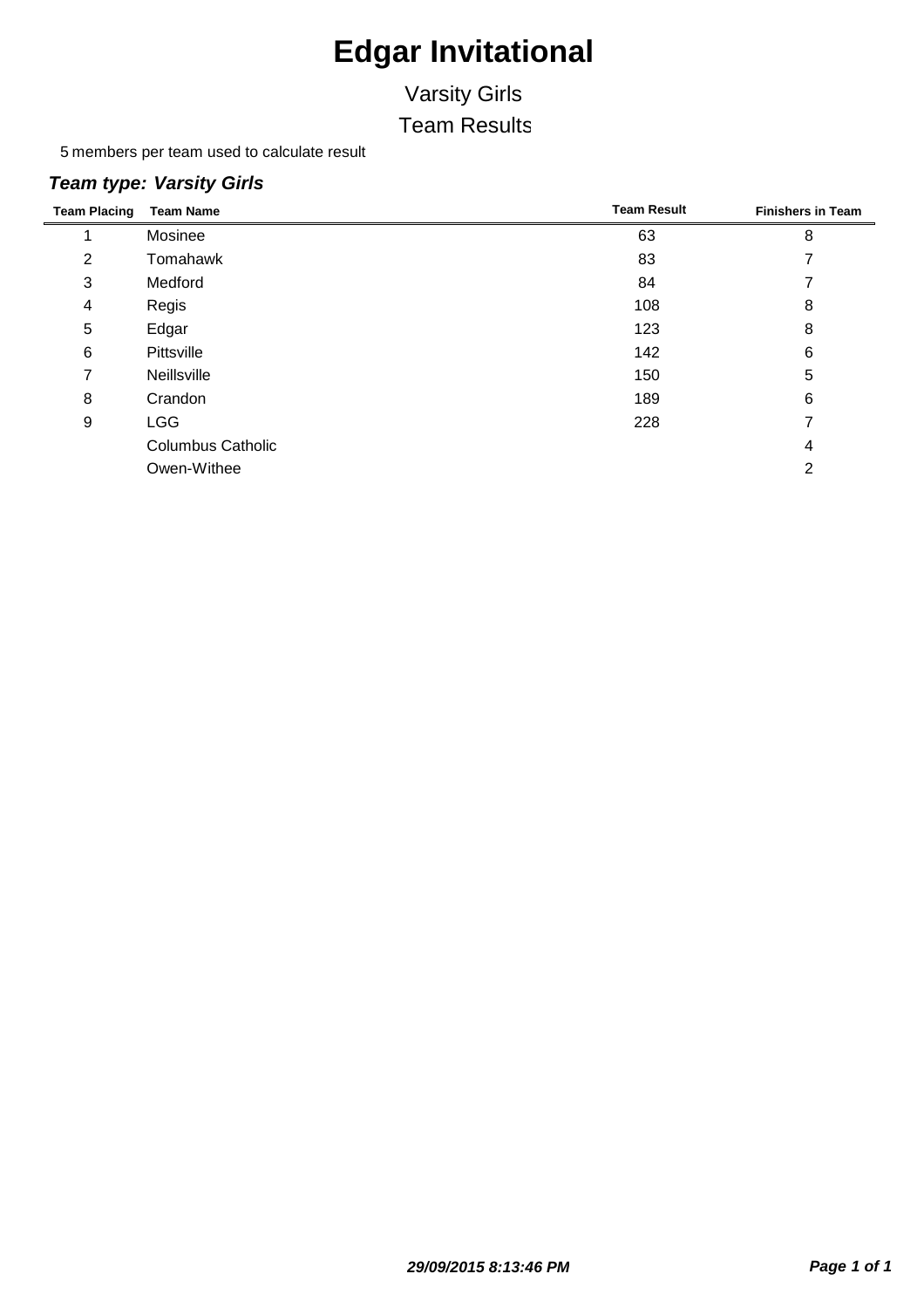# Edgar Invitational

## Varsity Girls

## Team Results

5 members per team used to calculate result

### *Team type: Varsity Girls*

| Team Placing | Team Name | Team Result | Finishers in Team |
|---|---|---|---|
| 1 | Mosinee | 63 | 8 |
| 2 | Tomahawk | 83 | 7 |
| 3 | Medford | 84 | 7 |
| 4 | Regis | 108 | 8 |
| 5 | Edgar | 123 | 8 |
| 6 | Pittsville | 142 | 6 |
| 7 | Neillsville | 150 | 5 |
| 8 | Crandon | 189 | 6 |
| 9 | LGG | 228 | 7 |
| | Columbus Catholic | | 4 |
| | Owen-Withee | | 2 |

***29/09/2015 8:13:46 PM***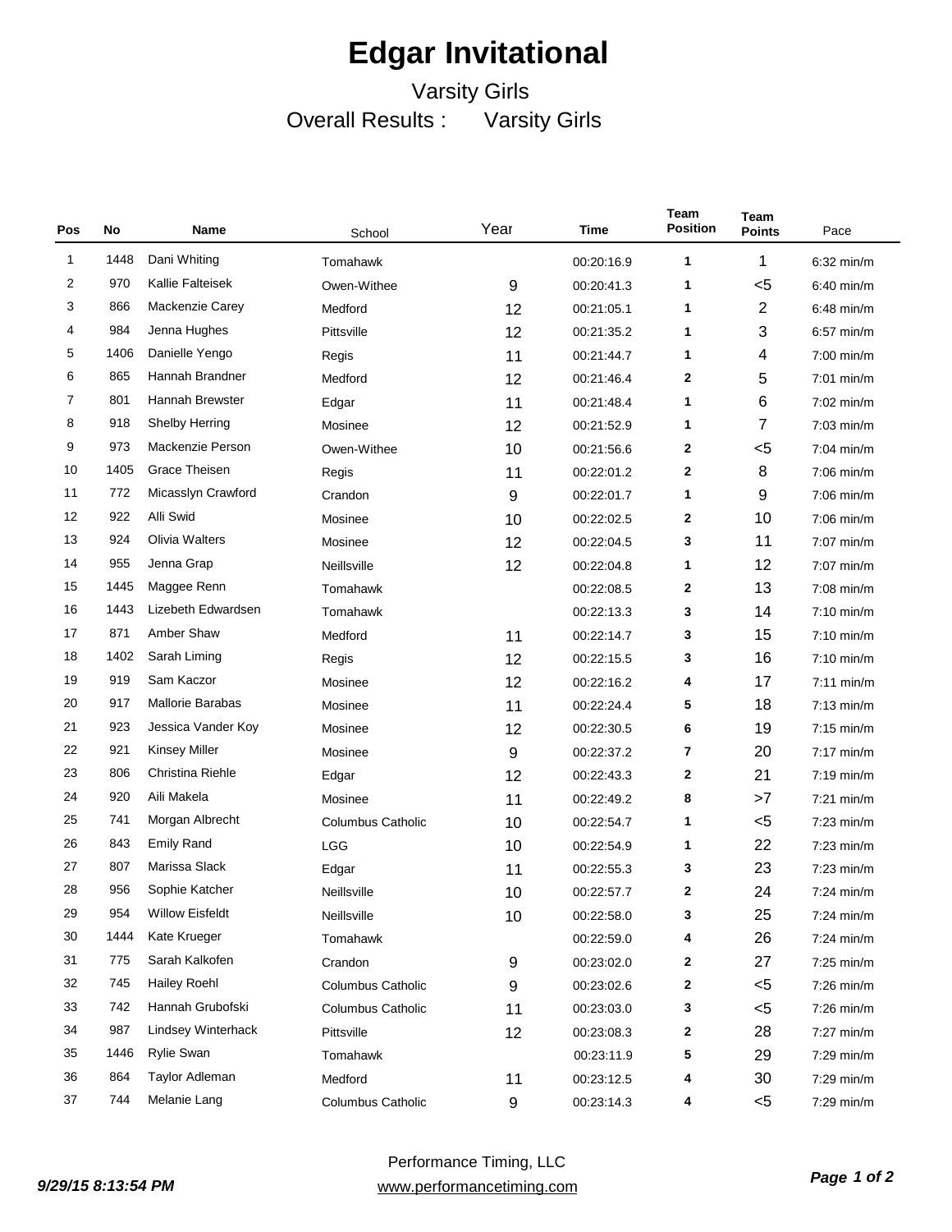# Edgar Invitational

Varsity Girls

Overall Results : Varsity Girls

| Pos | No | Name | School | Year | Time | Team Position | Team Points | Pace |
|---|---|---|---|---|---|---|---|---|
| 1 | 1448 | Dani Whiting | Tomahawk | | 00:20:16.9 | 1 | 1 | 6:32 min/m |
| 2 | 970 | Kallie Falteisek | Owen-Withee | 9 | 00:20:41.3 | 1 | <5 | 6:40 min/m |
| 3 | 866 | Mackenzie Carey | Medford | 12 | 00:21:05.1 | 1 | 2 | 6:48 min/m |
| 4 | 984 | Jenna Hughes | Pittsville | 12 | 00:21:35.2 | 1 | 3 | 6:57 min/m |
| 5 | 1406 | Danielle Yengo | Regis | 11 | 00:21:44.7 | 1 | 4 | 7:00 min/m |
| 6 | 865 | Hannah Brandner | Medford | 12 | 00:21:46.4 | 2 | 5 | 7:01 min/m |
| 7 | 801 | Hannah Brewster | Edgar | 11 | 00:21:48.4 | 1 | 6 | 7:02 min/m |
| 8 | 918 | Shelby Herring | Mosinee | 12 | 00:21:52.9 | 1 | 7 | 7:03 min/m |
| 9 | 973 | Mackenzie Person | Owen-Withee | 10 | 00:21:56.6 | 2 | <5 | 7:04 min/m |
| 10 | 1405 | Grace Theisen | Regis | 11 | 00:22:01.2 | 2 | 8 | 7:06 min/m |
| 11 | 772 | Micasslyn Crawford | Crandon | 9 | 00:22:01.7 | 1 | 9 | 7:06 min/m |
| 12 | 922 | Alli Swid | Mosinee | 10 | 00:22:02.5 | 2 | 10 | 7:06 min/m |
| 13 | 924 | Olivia Walters | Mosinee | 12 | 00:22:04.5 | 3 | 11 | 7:07 min/m |
| 14 | 955 | Jenna Grap | Neillsville | 12 | 00:22:04.8 | 1 | 12 | 7:07 min/m |
| 15 | 1445 | Maggee Renn | Tomahawk | | 00:22:08.5 | 2 | 13 | 7:08 min/m |
| 16 | 1443 | Lizebeth Edwardsen | Tomahawk | | 00:22:13.3 | 3 | 14 | 7:10 min/m |
| 17 | 871 | Amber Shaw | Medford | 11 | 00:22:14.7 | 3 | 15 | 7:10 min/m |
| 18 | 1402 | Sarah Liming | Regis | 12 | 00:22:15.5 | 3 | 16 | 7:10 min/m |
| 19 | 919 | Sam Kaczor | Mosinee | 12 | 00:22:16.2 | 4 | 17 | 7:11 min/m |
| 20 | 917 | Mallorie Barabas | Mosinee | 11 | 00:22:24.4 | 5 | 18 | 7:13 min/m |
| 21 | 923 | Jessica Vander Koy | Mosinee | 12 | 00:22:30.5 | 6 | 19 | 7:15 min/m |
| 22 | 921 | Kinsey Miller | Mosinee | 9 | 00:22:37.2 | 7 | 20 | 7:17 min/m |
| 23 | 806 | Christina Riehle | Edgar | 12 | 00:22:43.3 | 2 | 21 | 7:19 min/m |
| 24 | 920 | Aili Makela | Mosinee | 11 | 00:22:49.2 | 8 | >7 | 7:21 min/m |
| 25 | 741 | Morgan Albrecht | Columbus Catholic | 10 | 00:22:54.7 | 1 | <5 | 7:23 min/m |
| 26 | 843 | Emily Rand | LGG | 10 | 00:22:54.9 | 1 | 22 | 7:23 min/m |
| 27 | 807 | Marissa Slack | Edgar | 11 | 00:22:55.3 | 3 | 23 | 7:23 min/m |
| 28 | 956 | Sophie Katcher | Neillsville | 10 | 00:22:57.7 | 2 | 24 | 7:24 min/m |
| 29 | 954 | Willow Eisfeldt | Neillsville | 10 | 00:22:58.0 | 3 | 25 | 7:24 min/m |
| 30 | 1444 | Kate Krueger | Tomahawk | | 00:22:59.0 | 4 | 26 | 7:24 min/m |
| 31 | 775 | Sarah Kalkofen | Crandon | 9 | 00:23:02.0 | 2 | 27 | 7:25 min/m |
| 32 | 745 | Hailey Roehl | Columbus Catholic | 9 | 00:23:02.6 | 2 | <5 | 7:26 min/m |
| 33 | 742 | Hannah Grubofski | Columbus Catholic | 11 | 00:23:03.0 | 3 | <5 | 7:26 min/m |
| 34 | 987 | Lindsey Winterhack | Pittsville | 12 | 00:23:08.3 | 2 | 28 | 7:27 min/m |
| 35 | 1446 | Rylie Swan | Tomahawk | | 00:23:11.9 | 5 | 29 | 7:29 min/m |
| 36 | 864 | Taylor Adleman | Medford | 11 | 00:23:12.5 | 4 | 30 | 7:29 min/m |
| 37 | 744 | Melanie Lang | Columbus Catholic | 9 | 00:23:14.3 | 4 | <5 | 7:29 min/m |

9/29/15 8:13:54 PM

Performance Timing, LLC
www.performancetiming.com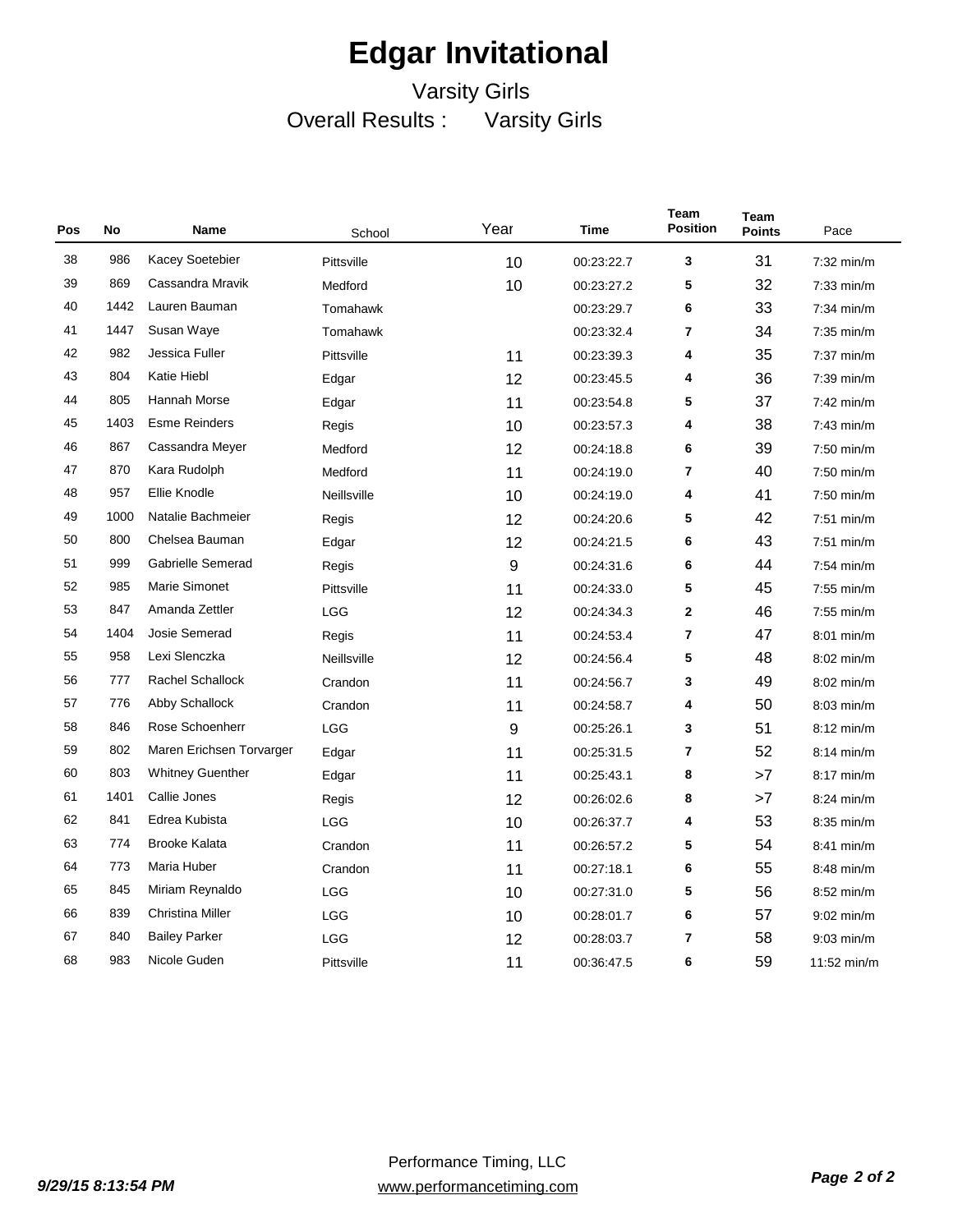# Edgar Invitational

Varsity Girls

Overall Results : Varsity Girls

| Pos | No | Name | School | Year | Time | Team Position | Team Points | Pace |
|---|---|---|---|---|---|---|---|---|
| 38 | 986 | Kacey Soetebier | Pittsville | 10 | 00:23:22.7 | 3 | 31 | 7:32 min/m |
| 39 | 869 | Cassandra Mravik | Medford | 10 | 00:23:27.2 | 5 | 32 | 7:33 min/m |
| 40 | 1442 | Lauren Bauman | Tomahawk | | 00:23:29.7 | 6 | 33 | 7:34 min/m |
| 41 | 1447 | Susan Waye | Tomahawk | | 00:23:32.4 | 7 | 34 | 7:35 min/m |
| 42 | 982 | Jessica Fuller | Pittsville | 11 | 00:23:39.3 | 4 | 35 | 7:37 min/m |
| 43 | 804 | Katie Hiebl | Edgar | 12 | 00:23:45.5 | 4 | 36 | 7:39 min/m |
| 44 | 805 | Hannah Morse | Edgar | 11 | 00:23:54.8 | 5 | 37 | 7:42 min/m |
| 45 | 1403 | Esme Reinders | Regis | 10 | 00:23:57.3 | 4 | 38 | 7:43 min/m |
| 46 | 867 | Cassandra Meyer | Medford | 12 | 00:24:18.8 | 6 | 39 | 7:50 min/m |
| 47 | 870 | Kara Rudolph | Medford | 11 | 00:24:19.0 | 7 | 40 | 7:50 min/m |
| 48 | 957 | Ellie Knodle | Neillsville | 10 | 00:24:19.0 | 4 | 41 | 7:50 min/m |
| 49 | 1000 | Natalie Bachmeier | Regis | 12 | 00:24:20.6 | 5 | 42 | 7:51 min/m |
| 50 | 800 | Chelsea Bauman | Edgar | 12 | 00:24:21.5 | 6 | 43 | 7:51 min/m |
| 51 | 999 | Gabrielle Semerad | Regis | 9 | 00:24:31.6 | 6 | 44 | 7:54 min/m |
| 52 | 985 | Marie Simonet | Pittsville | 11 | 00:24:33.0 | 5 | 45 | 7:55 min/m |
| 53 | 847 | Amanda Zettler | LGG | 12 | 00:24:34.3 | 2 | 46 | 7:55 min/m |
| 54 | 1404 | Josie Semerad | Regis | 11 | 00:24:53.4 | 7 | 47 | 8:01 min/m |
| 55 | 958 | Lexi Slenczka | Neillsville | 12 | 00:24:56.4 | 5 | 48 | 8:02 min/m |
| 56 | 777 | Rachel Schallock | Crandon | 11 | 00:24:56.7 | 3 | 49 | 8:02 min/m |
| 57 | 776 | Abby Schallock | Crandon | 11 | 00:24:58.7 | 4 | 50 | 8:03 min/m |
| 58 | 846 | Rose Schoenherr | LGG | 9 | 00:25:26.1 | 3 | 51 | 8:12 min/m |
| 59 | 802 | Maren Erichsen Torvarger | Edgar | 11 | 00:25:31.5 | 7 | 52 | 8:14 min/m |
| 60 | 803 | Whitney Guenther | Edgar | 11 | 00:25:43.1 | 8 | >7 | 8:17 min/m |
| 61 | 1401 | Callie Jones | Regis | 12 | 00:26:02.6 | 8 | >7 | 8:24 min/m |
| 62 | 841 | Edrea Kubista | LGG | 10 | 00:26:37.7 | 4 | 53 | 8:35 min/m |
| 63 | 774 | Brooke Kalata | Crandon | 11 | 00:26:57.2 | 5 | 54 | 8:41 min/m |
| 64 | 773 | Maria Huber | Crandon | 11 | 00:27:18.1 | 6 | 55 | 8:48 min/m |
| 65 | 845 | Miriam Reynaldo | LGG | 10 | 00:27:31.0 | 5 | 56 | 8:52 min/m |
| 66 | 839 | Christina Miller | LGG | 10 | 00:28:01.7 | 6 | 57 | 9:02 min/m |
| 67 | 840 | Bailey Parker | LGG | 12 | 00:28:03.7 | 7 | 58 | 9:03 min/m |
| 68 | 983 | Nicole Guden | Pittsville | 11 | 00:36:47.5 | 6 | 59 | 11:52 min/m |

*9/29/15 8:13:54 PM*

Performance Timing, LLC
www.performancetiming.com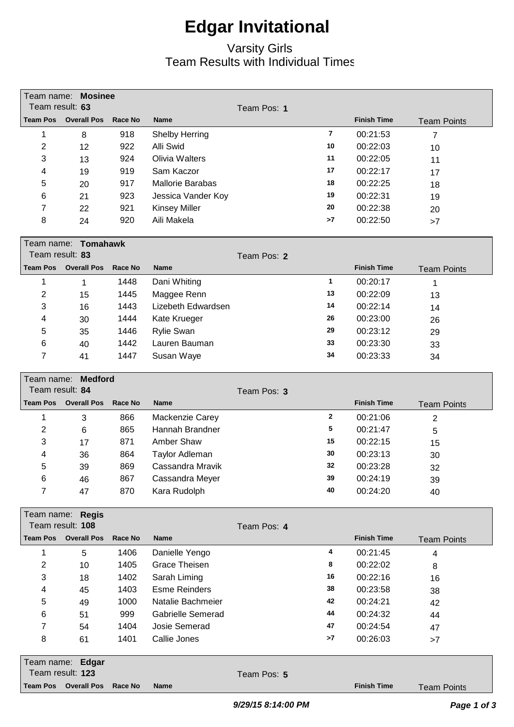# Edgar Invitational

## Varsity Girls
## Team Results with Individual Times

Team name: **Mosinee**
Team result: **63** Team Pos: **1**

| Team Pos | Overall Pos | Race No | Name | | Finish Time | Team Points |
|---|---|---|---|---|---|---|
| 1 | 8 | 918 | Shelby Herring | 7 | 00:21:53 | 7 |
| 2 | 12 | 922 | Alli Swid | 10 | 00:22:03 | 10 |
| 3 | 13 | 924 | Olivia Walters | 11 | 00:22:05 | 11 |
| 4 | 19 | 919 | Sam Kaczor | 17 | 00:22:17 | 17 |
| 5 | 20 | 917 | Mallorie Barabas | 18 | 00:22:25 | 18 |
| 6 | 21 | 923 | Jessica Vander Koy | 19 | 00:22:31 | 19 |
| 7 | 22 | 921 | Kinsey Miller | 20 | 00:22:38 | 20 |
| 8 | 24 | 920 | Aili Makela | >7 | 00:22:50 | >7 |

Team name: **Tomahawk**
Team result: **83** Team Pos: **2**

| Team Pos | Overall Pos | Race No | Name | | Finish Time | Team Points |
|---|---|---|---|---|---|---|
| 1 | 1 | 1448 | Dani Whiting | 1 | 00:20:17 | 1 |
| 2 | 15 | 1445 | Maggee Renn | 13 | 00:22:09 | 13 |
| 3 | 16 | 1443 | Lizebeth Edwardsen | 14 | 00:22:14 | 14 |
| 4 | 30 | 1444 | Kate Krueger | 26 | 00:23:00 | 26 |
| 5 | 35 | 1446 | Rylie Swan | 29 | 00:23:12 | 29 |
| 6 | 40 | 1442 | Lauren Bauman | 33 | 00:23:30 | 33 |
| 7 | 41 | 1447 | Susan Waye | 34 | 00:23:33 | 34 |

Team name: **Medford**
Team result: **84** Team Pos: **3**

| Team Pos | Overall Pos | Race No | Name | | Finish Time | Team Points |
|---|---|---|---|---|---|---|
| 1 | 3 | 866 | Mackenzie Carey | 2 | 00:21:06 | 2 |
| 2 | 6 | 865 | Hannah Brandner | 5 | 00:21:47 | 5 |
| 3 | 17 | 871 | Amber Shaw | 15 | 00:22:15 | 15 |
| 4 | 36 | 864 | Taylor Adleman | 30 | 00:23:13 | 30 |
| 5 | 39 | 869 | Cassandra Mravik | 32 | 00:23:28 | 32 |
| 6 | 46 | 867 | Cassandra Meyer | 39 | 00:24:19 | 39 |
| 7 | 47 | 870 | Kara Rudolph | 40 | 00:24:20 | 40 |

Team name: **Regis**
Team result: **108** Team Pos: **4**

| Team Pos | Overall Pos | Race No | Name | | Finish Time | Team Points |
|---|---|---|---|---|---|---|
| 1 | 5 | 1406 | Danielle Yengo | 4 | 00:21:45 | 4 |
| 2 | 10 | 1405 | Grace Theisen | 8 | 00:22:02 | 8 |
| 3 | 18 | 1402 | Sarah Liming | 16 | 00:22:16 | 16 |
| 4 | 45 | 1403 | Esme Reinders | 38 | 00:23:58 | 38 |
| 5 | 49 | 1000 | Natalie Bachmeier | 42 | 00:24:21 | 42 |
| 6 | 51 | 999 | Gabrielle Semerad | 44 | 00:24:32 | 44 |
| 7 | 54 | 1404 | Josie Semerad | 47 | 00:24:54 | 47 |
| 8 | 61 | 1401 | Callie Jones | >7 | 00:26:03 | >7 |

Team name: **Edgar**
Team result: **123** Team Pos: **5**

| Team Pos | Overall Pos | Race No | Name | | Finish Time | Team Points |
|---|---|---|---|---|---|---|

*9/29/15 8:14:00 PM*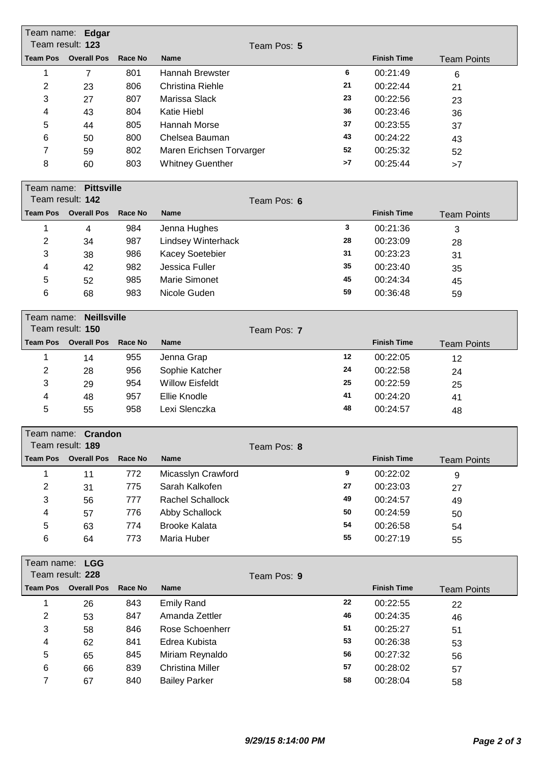Team name: **Edgar**
Team result: **123**
Team Pos: **5**

| Team Pos | Overall Pos | Race No | Name | | Finish Time | Team Points |
|---|---|---|---|---|---|---|
| 1 | 7 | 801 | Hannah Brewster | 6 | 00:21:49 | 6 |
| 2 | 23 | 806 | Christina Riehle | 21 | 00:22:44 | 21 |
| 3 | 27 | 807 | Marissa Slack | 23 | 00:22:56 | 23 |
| 4 | 43 | 804 | Katie Hiebl | 36 | 00:23:46 | 36 |
| 5 | 44 | 805 | Hannah Morse | 37 | 00:23:55 | 37 |
| 6 | 50 | 800 | Chelsea Bauman | 43 | 00:24:22 | 43 |
| 7 | 59 | 802 | Maren Erichsen Torvarger | 52 | 00:25:32 | 52 |
| 8 | 60 | 803 | Whitney Guenther | >7 | 00:25:44 | >7 |

Team name: **Pittsville**
Team result: **142**
Team Pos: **6**

| Team Pos | Overall Pos | Race No | Name | | Finish Time | Team Points |
|---|---|---|---|---|---|---|
| 1 | 4 | 984 | Jenna Hughes | 3 | 00:21:36 | 3 |
| 2 | 34 | 987 | Lindsey Winterhack | 28 | 00:23:09 | 28 |
| 3 | 38 | 986 | Kacey Soetebier | 31 | 00:23:23 | 31 |
| 4 | 42 | 982 | Jessica Fuller | 35 | 00:23:40 | 35 |
| 5 | 52 | 985 | Marie Simonet | 45 | 00:24:34 | 45 |
| 6 | 68 | 983 | Nicole Guden | 59 | 00:36:48 | 59 |

Team name: **Neillsville**
Team result: **150**
Team Pos: **7**

| Team Pos | Overall Pos | Race No | Name | | Finish Time | Team Points |
|---|---|---|---|---|---|---|
| 1 | 14 | 955 | Jenna Grap | 12 | 00:22:05 | 12 |
| 2 | 28 | 956 | Sophie Katcher | 24 | 00:22:58 | 24 |
| 3 | 29 | 954 | Willow Eisfeldt | 25 | 00:22:59 | 25 |
| 4 | 48 | 957 | Ellie Knodle | 41 | 00:24:20 | 41 |
| 5 | 55 | 958 | Lexi Slenczka | 48 | 00:24:57 | 48 |

Team name: **Crandon**
Team result: **189**
Team Pos: **8**

| Team Pos | Overall Pos | Race No | Name | | Finish Time | Team Points |
|---|---|---|---|---|---|---|
| 1 | 11 | 772 | Micasslyn Crawford | 9 | 00:22:02 | 9 |
| 2 | 31 | 775 | Sarah Kalkofen | 27 | 00:23:03 | 27 |
| 3 | 56 | 777 | Rachel Schallock | 49 | 00:24:57 | 49 |
| 4 | 57 | 776 | Abby Schallock | 50 | 00:24:59 | 50 |
| 5 | 63 | 774 | Brooke Kalata | 54 | 00:26:58 | 54 |
| 6 | 64 | 773 | Maria Huber | 55 | 00:27:19 | 55 |

Team name: **LGG**
Team result: **228**
Team Pos: **9**

| Team Pos | Overall Pos | Race No | Name | | Finish Time | Team Points |
|---|---|---|---|---|---|---|
| 1 | 26 | 843 | Emily Rand | 22 | 00:22:55 | 22 |
| 2 | 53 | 847 | Amanda Zettler | 46 | 00:24:35 | 46 |
| 3 | 58 | 846 | Rose Schoenherr | 51 | 00:25:27 | 51 |
| 4 | 62 | 841 | Edrea Kubista | 53 | 00:26:38 | 53 |
| 5 | 65 | 845 | Miriam Reynaldo | 56 | 00:27:32 | 56 |
| 6 | 66 | 839 | Christina Miller | 57 | 00:28:02 | 57 |
| 7 | 67 | 840 | Bailey Parker | 58 | 00:28:04 | 58 |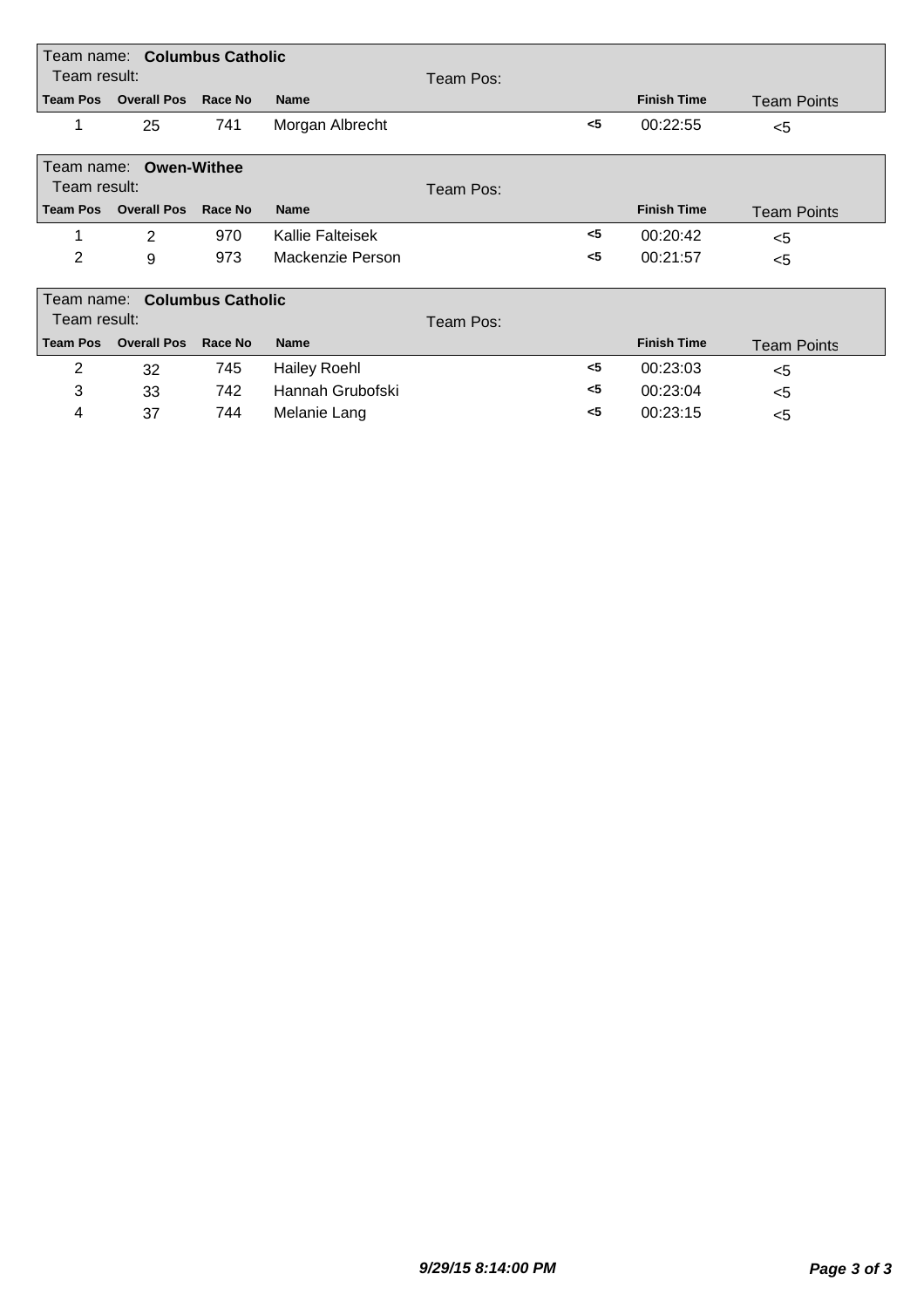Team name: **Columbus Catholic**
Team result: Team Pos:

| Team Pos | Overall Pos | Race No | Name | | Finish Time | Team Points |
|---|---|---|---|---|---|---|
| 1 | 25 | 741 | Morgan Albrecht | <5 | 00:22:55 | <5 |

Team name: **Owen-Withee**
Team result: Team Pos:

| Team Pos | Overall Pos | Race No | Name | | Finish Time | Team Points |
|---|---|---|---|---|---|---|
| 1 | 2 | 970 | Kallie Falteisek | <5 | 00:20:42 | <5 |
| 2 | 9 | 973 | Mackenzie Person | <5 | 00:21:57 | <5 |

Team name: **Columbus Catholic**
Team result: Team Pos:

| Team Pos | Overall Pos | Race No | Name | | Finish Time | Team Points |
|---|---|---|---|---|---|---|
| 2 | 32 | 745 | Hailey Roehl | <5 | 00:23:03 | <5 |
| 3 | 33 | 742 | Hannah Grubofski | <5 | 00:23:04 | <5 |
| 4 | 37 | 744 | Melanie Lang | <5 | 00:23:15 | <5 |

*9/29/15 8:14:00 PM*